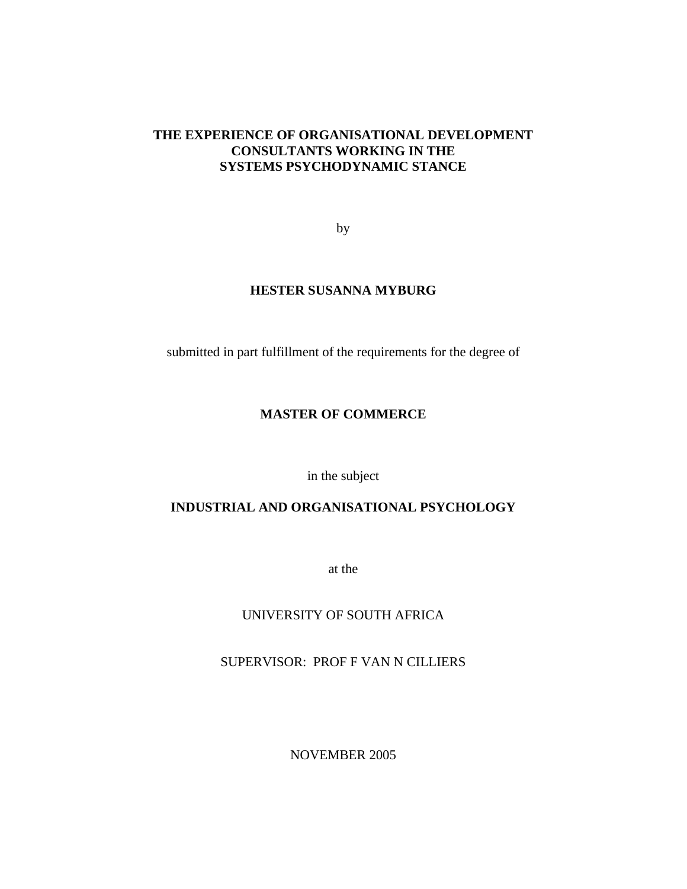# THE EXPERIENCE OF ORGANISATIONAL DEVELOPMENT CONSULTANTS WORKING IN THE SYSTEMS PSYCHODYNAMIC STANCE

by

**HESTER SUSANNA MYBURG**

submitted in part fulfillment of the requirements for the degree of

**MASTER OF COMMERCE**

in the subject

**INDUSTRIAL AND ORGANISATIONAL PSYCHOLOGY**

at the

UNIVERSITY OF SOUTH AFRICA

SUPERVISOR: PROF F VAN N CILLIERS

NOVEMBER 2005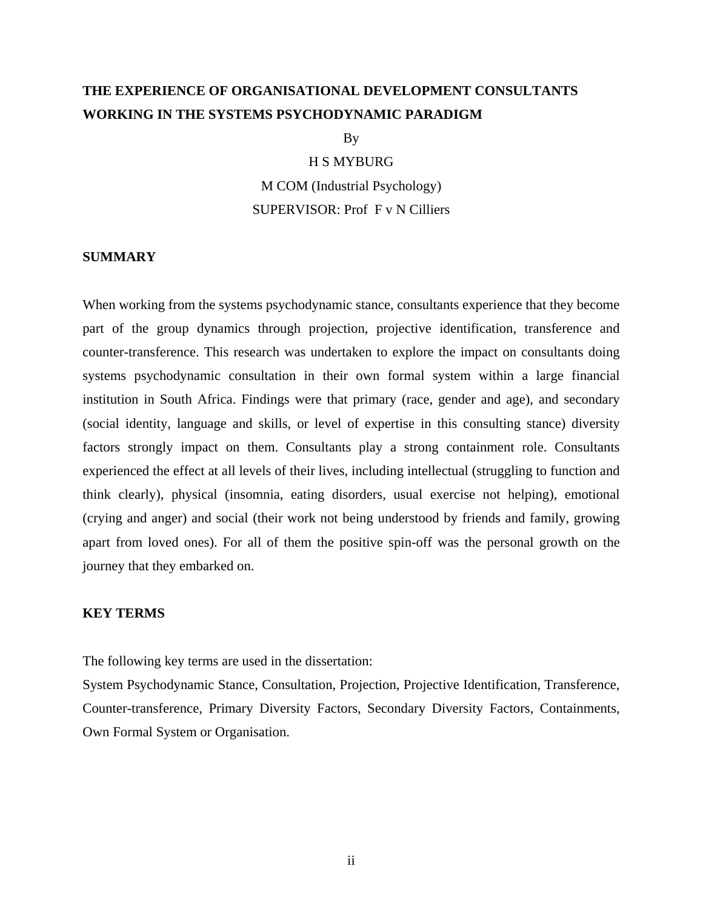**THE EXPERIENCE OF ORGANISATIONAL DEVELOPMENT CONSULTANTS WORKING IN THE SYSTEMS PSYCHODYNAMIC PARADIGM**

By

H S MYBURG

M COM (Industrial Psychology)

SUPERVISOR: Prof F v N Cilliers

## SUMMARY

When working from the systems psychodynamic stance, consultants experience that they become part of the group dynamics through projection, projective identification, transference and counter-transference. This research was undertaken to explore the impact on consultants doing systems psychodynamic consultation in their own formal system within a large financial institution in South Africa. Findings were that primary (race, gender and age), and secondary (social identity, language and skills, or level of expertise in this consulting stance) diversity factors strongly impact on them. Consultants play a strong containment role. Consultants experienced the effect at all levels of their lives, including intellectual (struggling to function and think clearly), physical (insomnia, eating disorders, usual exercise not helping), emotional (crying and anger) and social (their work not being understood by friends and family, growing apart from loved ones). For all of them the positive spin-off was the personal growth on the journey that they embarked on.

## KEY TERMS

The following key terms are used in the dissertation:
System Psychodynamic Stance, Consultation, Projection, Projective Identification, Transference, Counter-transference, Primary Diversity Factors, Secondary Diversity Factors, Containments, Own Formal System or Organisation.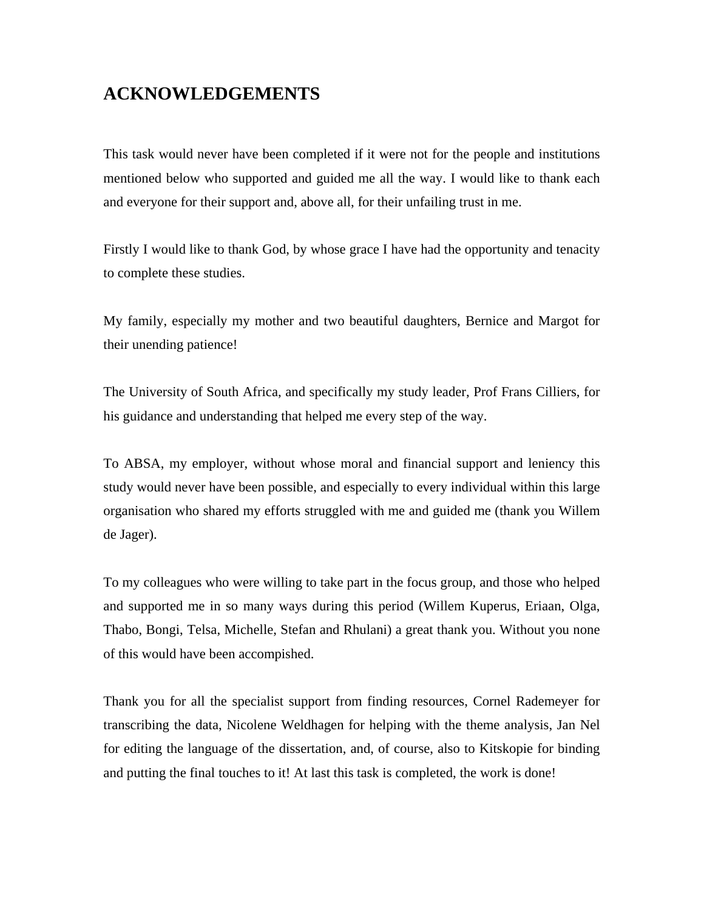# ACKNOWLEDGEMENTS

This task would never have been completed if it were not for the people and institutions mentioned below who supported and guided me all the way. I would like to thank each and everyone for their support and, above all, for their unfailing trust in me.

Firstly I would like to thank God, by whose grace I have had the opportunity and tenacity to complete these studies.

My family, especially my mother and two beautiful daughters, Bernice and Margot for their unending patience!

The University of South Africa, and specifically my study leader, Prof Frans Cilliers, for his guidance and understanding that helped me every step of the way.

To ABSA, my employer, without whose moral and financial support and leniency this study would never have been possible, and especially to every individual within this large organisation who shared my efforts struggled with me and guided me (thank you Willem de Jager).

To my colleagues who were willing to take part in the focus group, and those who helped and supported me in so many ways during this period (Willem Kuperus, Eriaan, Olga, Thabo, Bongi, Telsa, Michelle, Stefan and Rhulani) a great thank you. Without you none of this would have been accompished.

Thank you for all the specialist support from finding resources, Cornel Rademeyer for transcribing the data, Nicolene Weldhagen for helping with the theme analysis, Jan Nel for editing the language of the dissertation, and, of course, also to Kitskopie for binding and putting the final touches to it! At last this task is completed, the work is done!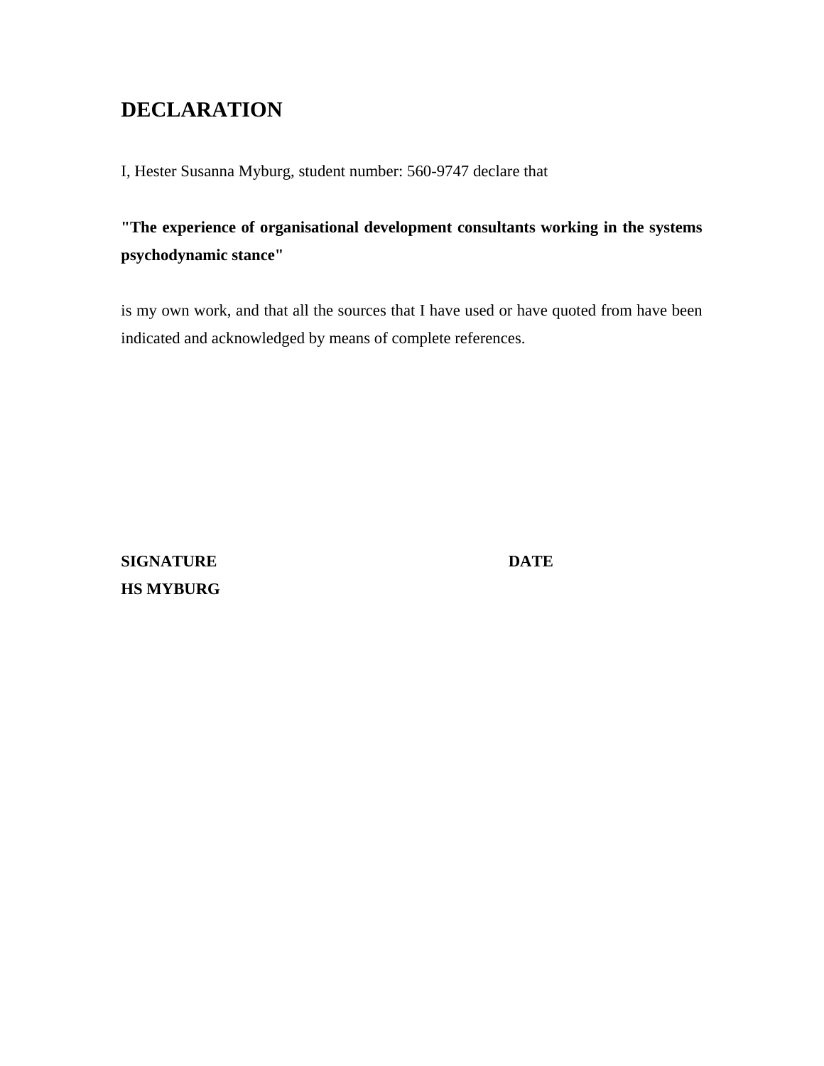# DECLARATION

I, Hester Susanna Myburg, student number: 560-9747 declare that

**"The experience of organisational development consultants working in the systems psychodynamic stance"**

is my own work, and that all the sources that I have used or have quoted from have been indicated and acknowledged by means of complete references.

**SIGNATURE** **DATE**
**HS MYBURG**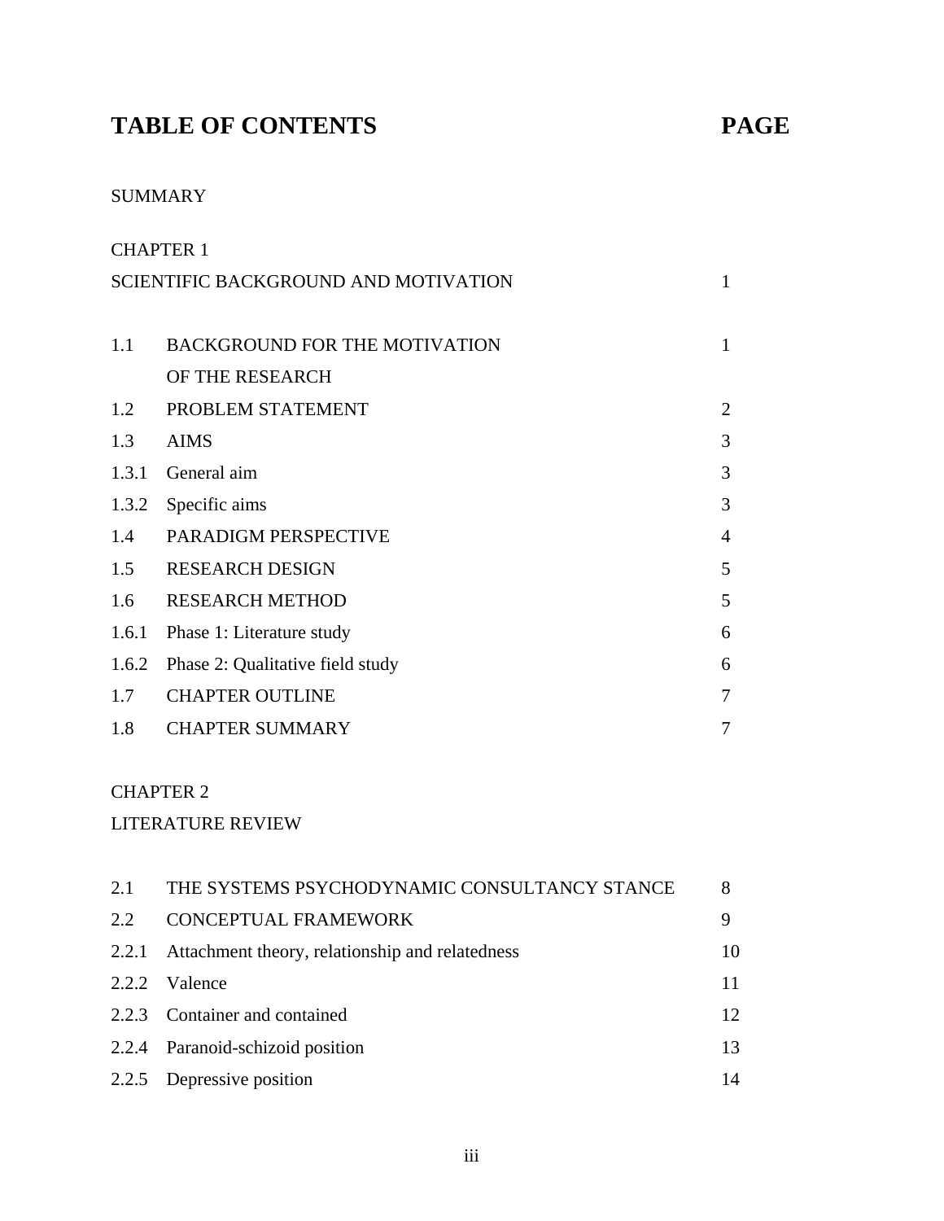# TABLE OF CONTENTS PAGE

SUMMARY

CHAPTER 1

SCIENTIFIC BACKGROUND AND MOTIVATION 1

| | | |
|---|---|---|
| 1.1 | BACKGROUND FOR THE MOTIVATION OF THE RESEARCH | 1 |
| 1.2 | PROBLEM STATEMENT | 2 |
| 1.3 | AIMS | 3 |
| 1.3.1 | General aim | 3 |
| 1.3.2 | Specific aims | 3 |
| 1.4 | PARADIGM PERSPECTIVE | 4 |
| 1.5 | RESEARCH DESIGN | 5 |
| 1.6 | RESEARCH METHOD | 5 |
| 1.6.1 | Phase 1: Literature study | 6 |
| 1.6.2 | Phase 2: Qualitative field study | 6 |
| 1.7 | CHAPTER OUTLINE | 7 |
| 1.8 | CHAPTER SUMMARY | 7 |

CHAPTER 2

LITERATURE REVIEW

| | | |
|---|---|---|
| 2.1 | THE SYSTEMS PSYCHODYNAMIC CONSULTANCY STANCE | 8 |
| 2.2 | CONCEPTUAL FRAMEWORK | 9 |
| 2.2.1 | Attachment theory, relationship and relatedness | 10 |
| 2.2.2 | Valence | 11 |
| 2.2.3 | Container and contained | 12 |
| 2.2.4 | Paranoid-schizoid position | 13 |
| 2.2.5 | Depressive position | 14 |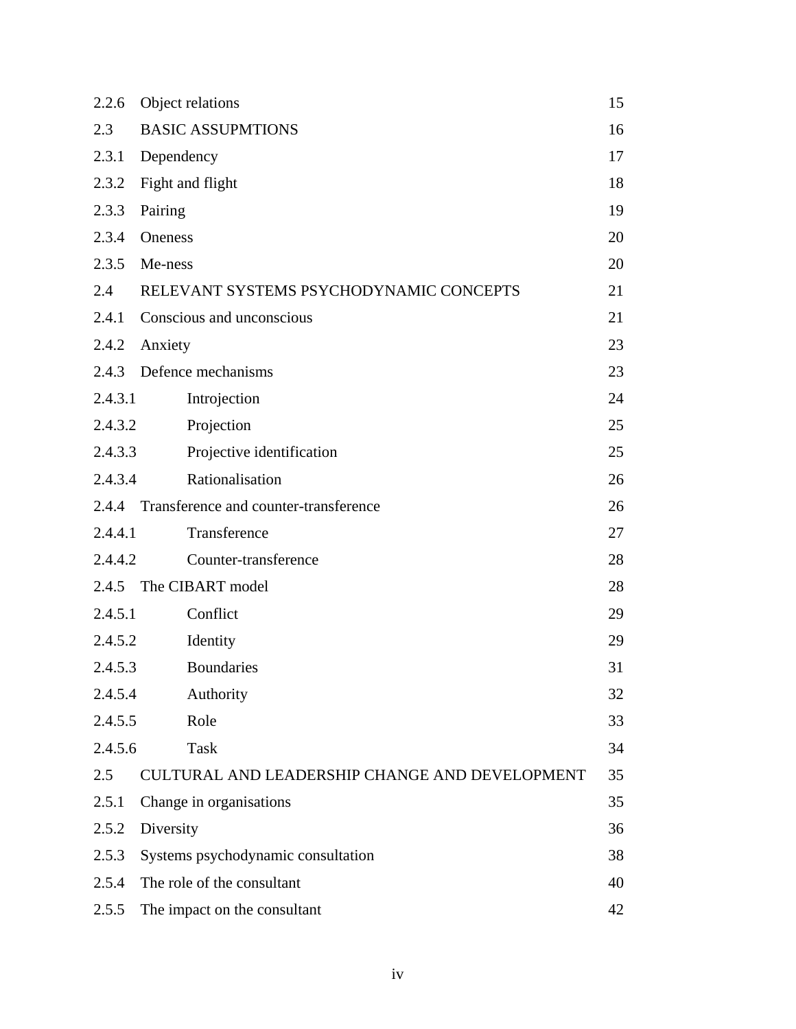| | | |
|---|---|---|
| 2.2.6 | Object relations | 15 |
| 2.3 | BASIC ASSUPMTIONS | 16 |
| 2.3.1 | Dependency | 17 |
| 2.3.2 | Fight and flight | 18 |
| 2.3.3 | Pairing | 19 |
| 2.3.4 | Oneness | 20 |
| 2.3.5 | Me-ness | 20 |
| 2.4 | RELEVANT SYSTEMS PSYCHODYNAMIC CONCEPTS | 21 |
| 2.4.1 | Conscious and unconscious | 21 |
| 2.4.2 | Anxiety | 23 |
| 2.4.3 | Defence mechanisms | 23 |
| 2.4.3.1 | Introjection | 24 |
| 2.4.3.2 | Projection | 25 |
| 2.4.3.3 | Projective identification | 25 |
| 2.4.3.4 | Rationalisation | 26 |
| 2.4.4 | Transference and counter-transference | 26 |
| 2.4.4.1 | Transference | 27 |
| 2.4.4.2 | Counter-transference | 28 |
| 2.4.5 | The CIBART model | 28 |
| 2.4.5.1 | Conflict | 29 |
| 2.4.5.2 | Identity | 29 |
| 2.4.5.3 | Boundaries | 31 |
| 2.4.5.4 | Authority | 32 |
| 2.4.5.5 | Role | 33 |
| 2.4.5.6 | Task | 34 |
| 2.5 | CULTURAL AND LEADERSHIP CHANGE AND DEVELOPMENT | 35 |
| 2.5.1 | Change in organisations | 35 |
| 2.5.2 | Diversity | 36 |
| 2.5.3 | Systems psychodynamic consultation | 38 |
| 2.5.4 | The role of the consultant | 40 |
| 2.5.5 | The impact on the consultant | 42 |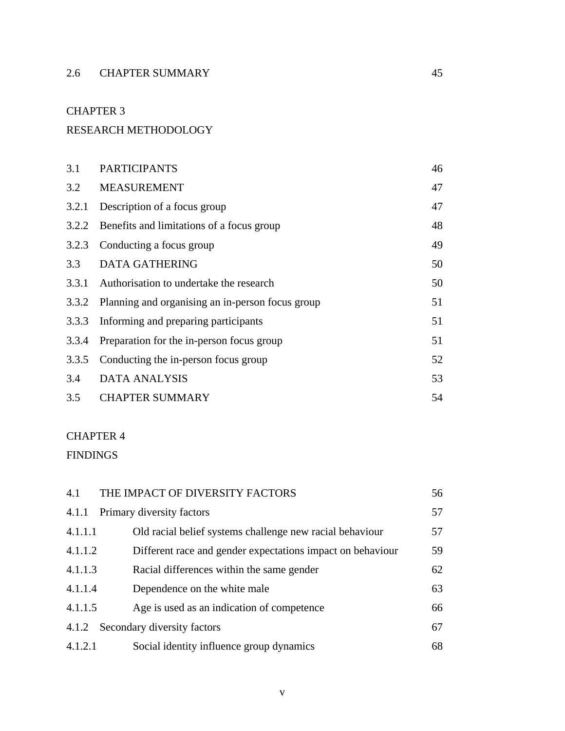| | | |
|---|---|---|
| 2.6 | CHAPTER SUMMARY | 45 |

CHAPTER 3

RESEARCH METHODOLOGY

| | | |
|---|---|---|
| 3.1 | PARTICIPANTS | 46 |
| 3.2 | MEASUREMENT | 47 |
| 3.2.1 | Description of a focus group | 47 |
| 3.2.2 | Benefits and limitations of a focus group | 48 |
| 3.2.3 | Conducting a focus group | 49 |
| 3.3 | DATA GATHERING | 50 |
| 3.3.1 | Authorisation to undertake the research | 50 |
| 3.3.2 | Planning and organising an in-person focus group | 51 |
| 3.3.3 | Informing and preparing participants | 51 |
| 3.3.4 | Preparation for the in-person focus group | 51 |
| 3.3.5 | Conducting the in-person focus group | 52 |
| 3.4 | DATA ANALYSIS | 53 |
| 3.5 | CHAPTER SUMMARY | 54 |

CHAPTER 4

FINDINGS

| | | |
|---|---|---|
| 4.1 | THE IMPACT OF DIVERSITY FACTORS | 56 |
| 4.1.1 | Primary diversity factors | 57 |
| 4.1.1.1 | Old racial belief systems challenge new racial behaviour | 57 |
| 4.1.1.2 | Different race and gender expectations impact on behaviour | 59 |
| 4.1.1.3 | Racial differences within the same gender | 62 |
| 4.1.1.4 | Dependence on the white male | 63 |
| 4.1.1.5 | Age is used as an indication of competence | 66 |
| 4.1.2 | Secondary diversity factors | 67 |
| 4.1.2.1 | Social identity influence group dynamics | 68 |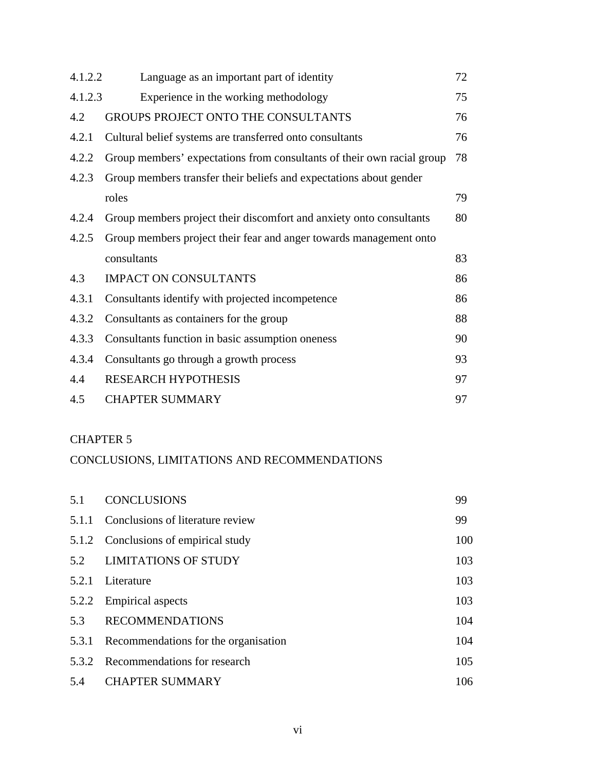| | | |
|---|---|---|
| 4.1.2.2 | Language as an important part of identity | 72 |
| 4.1.2.3 | Experience in the working methodology | 75 |
| 4.2 | GROUPS PROJECT ONTO THE CONSULTANTS | 76 |
| 4.2.1 | Cultural belief systems are transferred onto consultants | 76 |
| 4.2.2 | Group members' expectations from consultants of their own racial group | 78 |
| 4.2.3 | Group members transfer their beliefs and expectations about gender roles | 79 |
| 4.2.4 | Group members project their discomfort and anxiety onto consultants | 80 |
| 4.2.5 | Group members project their fear and anger towards management onto consultants | 83 |
| 4.3 | IMPACT ON CONSULTANTS | 86 |
| 4.3.1 | Consultants identify with projected incompetence | 86 |
| 4.3.2 | Consultants as containers for the group | 88 |
| 4.3.3 | Consultants function in basic assumption oneness | 90 |
| 4.3.4 | Consultants go through a growth process | 93 |
| 4.4 | RESEARCH HYPOTHESIS | 97 |
| 4.5 | CHAPTER SUMMARY | 97 |

CHAPTER 5

CONCLUSIONS, LIMITATIONS AND RECOMMENDATIONS

| | | |
|---|---|---|
| 5.1 | CONCLUSIONS | 99 |
| 5.1.1 | Conclusions of literature review | 99 |
| 5.1.2 | Conclusions of empirical study | 100 |
| 5.2 | LIMITATIONS OF STUDY | 103 |
| 5.2.1 | Literature | 103 |
| 5.2.2 | Empirical aspects | 103 |
| 5.3 | RECOMMENDATIONS | 104 |
| 5.3.1 | Recommendations for the organisation | 104 |
| 5.3.2 | Recommendations for research | 105 |
| 5.4 | CHAPTER SUMMARY | 106 |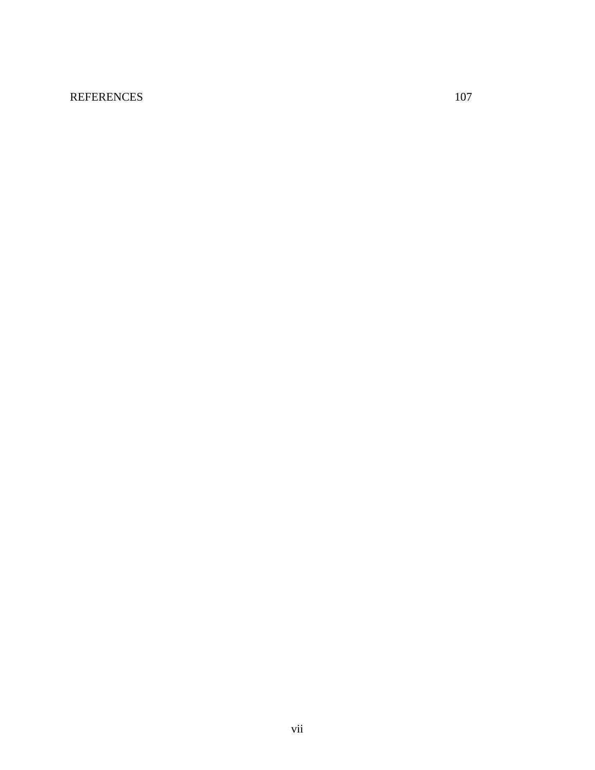REFERENCES 107